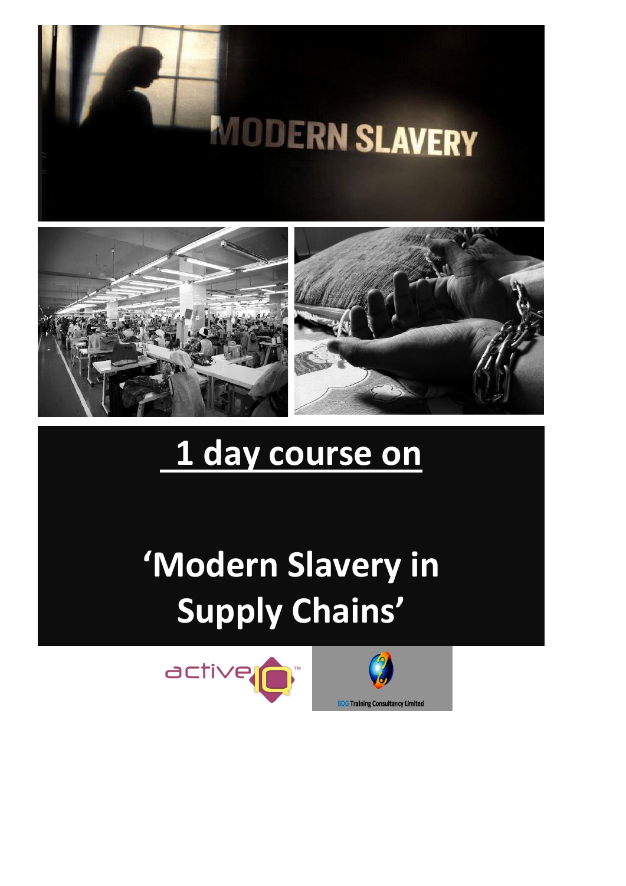# 1 day course on

# 'Modern Slavery in Supply Chains'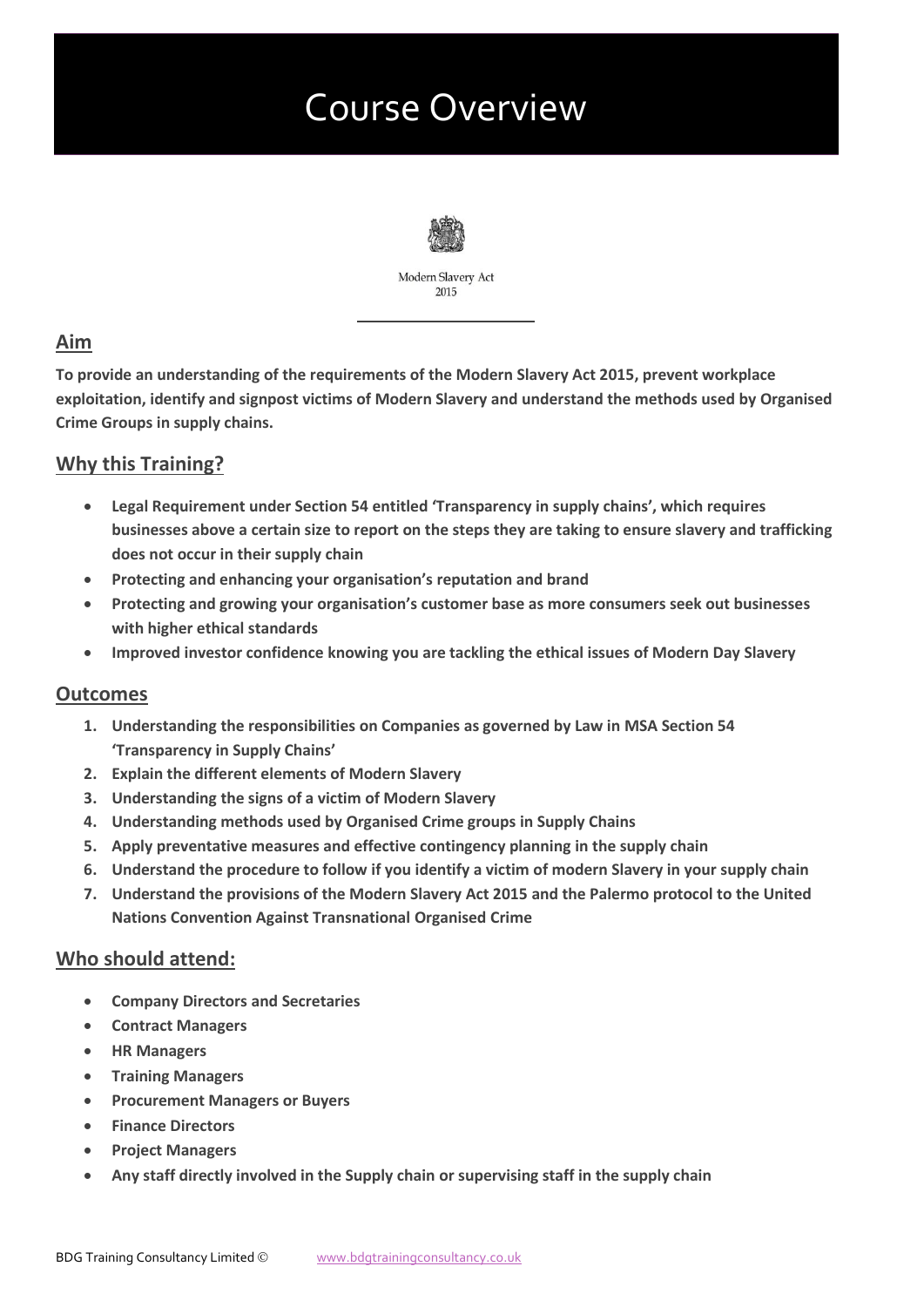# Course Overview

Modern Slavery Act
2015

## Aim

**To provide an understanding of the requirements of the Modern Slavery Act 2015, prevent workplace exploitation, identify and signpost victims of Modern Slavery and understand the methods used by Organised Crime Groups in supply chains.**

## Why this Training?

- **Legal Requirement under Section 54 entitled 'Transparency in supply chains', which requires businesses above a certain size to report on the steps they are taking to ensure slavery and trafficking does not occur in their supply chain**
- **Protecting and enhancing your organisation's reputation and brand**
- **Protecting and growing your organisation's customer base as more consumers seek out businesses with higher ethical standards**
- **Improved investor confidence knowing you are tackling the ethical issues of Modern Day Slavery**

## Outcomes

1. **Understanding the responsibilities on Companies as governed by Law in MSA Section 54 'Transparency in Supply Chains'**
2. **Explain the different elements of Modern Slavery**
3. **Understanding the signs of a victim of Modern Slavery**
4. **Understanding methods used by Organised Crime groups in Supply Chains**
5. **Apply preventative measures and effective contingency planning in the supply chain**
6. **Understand the procedure to follow if you identify a victim of modern Slavery in your supply chain**
7. **Understand the provisions of the Modern Slavery Act 2015 and the Palermo protocol to the United Nations Convention Against Transnational Organised Crime**

## Who should attend:

- **Company Directors and Secretaries**
- **Contract Managers**
- **HR Managers**
- **Training Managers**
- **Procurement Managers or Buyers**
- **Finance Directors**
- **Project Managers**
- **Any staff directly involved in the Supply chain or supervising staff in the supply chain**

BDG Training Consultancy Limited © www.bdgtrainingconsultancy.co.uk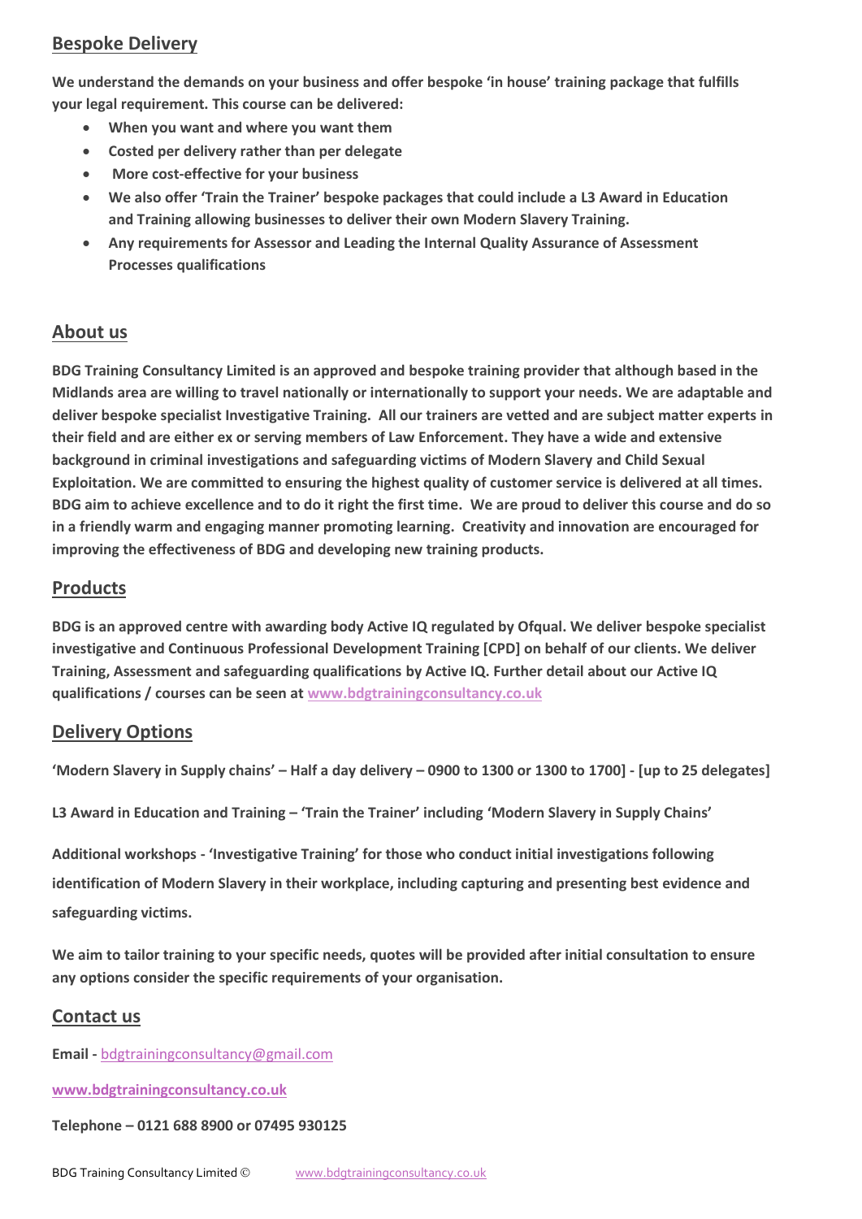## Bespoke Delivery

**We understand the demands on your business and offer bespoke 'in house' training package that fulfills your legal requirement. This course can be delivered:**

- **When you want and where you want them**
- **Costed per delivery rather than per delegate**
- **More cost-effective for your business**
- **We also offer 'Train the Trainer' bespoke packages that could include a L3 Award in Education and Training allowing businesses to deliver their own Modern Slavery Training.**
- **Any requirements for Assessor and Leading the Internal Quality Assurance of Assessment Processes qualifications**

## About us

**BDG Training Consultancy Limited is an approved and bespoke training provider that although based in the Midlands area are willing to travel nationally or internationally to support your needs. We are adaptable and deliver bespoke specialist Investigative Training. All our trainers are vetted and are subject matter experts in their field and are either ex or serving members of Law Enforcement. They have a wide and extensive background in criminal investigations and safeguarding victims of Modern Slavery and Child Sexual Exploitation. We are committed to ensuring the highest quality of customer service is delivered at all times. BDG aim to achieve excellence and to do it right the first time. We are proud to deliver this course and do so in a friendly warm and engaging manner promoting learning. Creativity and innovation are encouraged for improving the effectiveness of BDG and developing new training products.**

## Products

**BDG is an approved centre with awarding body Active IQ regulated by Ofqual. We deliver bespoke specialist investigative and Continuous Professional Development Training [CPD] on behalf of our clients. We deliver Training, Assessment and safeguarding qualifications by Active IQ. Further detail about our Active IQ qualifications / courses can be seen at www.bdgtrainingconsultancy.co.uk**

## Delivery Options

**'Modern Slavery in Supply chains' – Half a day delivery – 0900 to 1300 or 1300 to 1700] - [up to 25 delegates]**

**L3 Award in Education and Training – 'Train the Trainer' including 'Modern Slavery in Supply Chains'**

**Additional workshops - 'Investigative Training' for those who conduct initial investigations following identification of Modern Slavery in their workplace, including capturing and presenting best evidence and safeguarding victims.**

**We aim to tailor training to your specific needs, quotes will be provided after initial consultation to ensure any options consider the specific requirements of your organisation.**

## Contact us

**Email -** bdgtrainingconsultancy@gmail.com

**www.bdgtrainingconsultancy.co.uk**

**Telephone – 0121 688 8900 or 07495 930125**